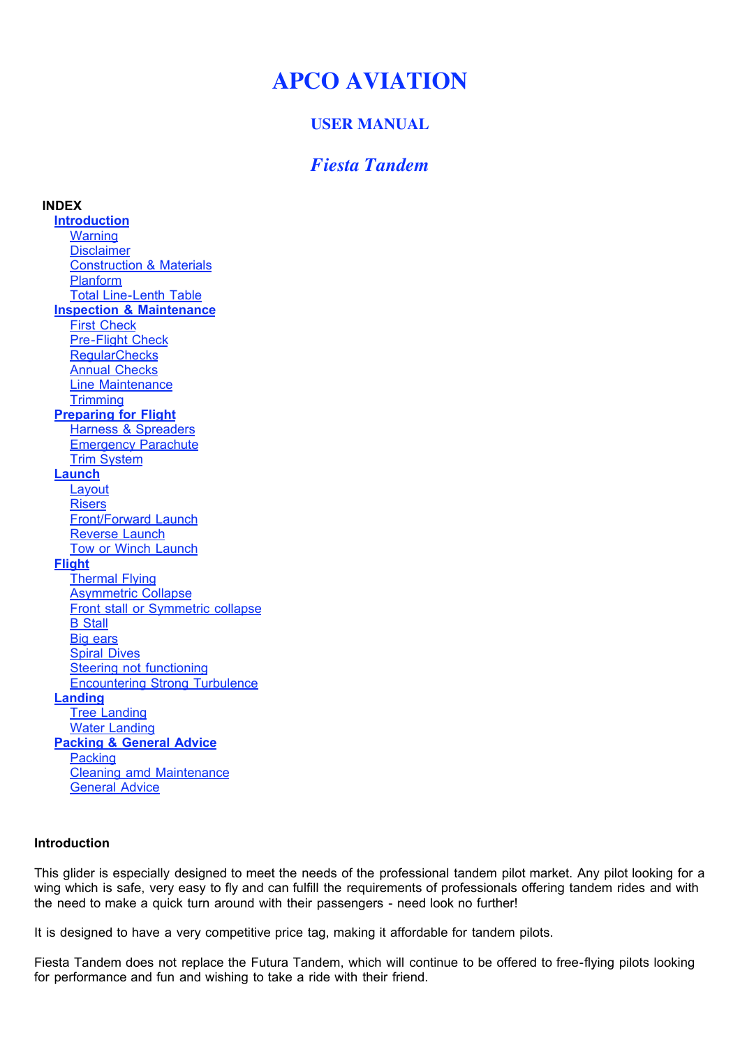# APCO AVIATION

## USER MANUAL

## *Fiesta Tandem*

**INDEX**

- **Introduction**
  - Warning
  - Disclaimer
  - Construction & Materials
  - Planform
  - Total Line-Lenth Table
- **Inspection & Maintenance**
  - First Check
  - Pre-Flight Check
  - RegularChecks
  - Annual Checks
  - Line Maintenance
  - Trimming
- **Preparing for Flight**
  - Harness & Spreaders
  - Emergency Parachute
  - Trim System
- **Launch**
  - Layout
  - Risers
  - Front/Forward Launch
  - Reverse Launch
  - Tow or Winch Launch
- **Flight**
  - Thermal Flying
  - Asymmetric Collapse
  - Front stall or Symmetric collapse
  - B Stall
  - Big ears
  - Spiral Dives
  - Steering not functioning
  - Encountering Strong Turbulence
- **Landing**
  - Tree Landing
  - Water Landing
- **Packing & General Advice**
  - Packing
  - Cleaning amd Maintenance
  - General Advice

### Introduction

This glider is especially designed to meet the needs of the professional tandem pilot market. Any pilot looking for a wing which is safe, very easy to fly and can fulfill the requirements of professionals offering tandem rides and with the need to make a quick turn around with their passengers - need look no further!

It is designed to have a very competitive price tag, making it affordable for tandem pilots.

Fiesta Tandem does not replace the Futura Tandem, which will continue to be offered to free-flying pilots looking for performance and fun and wishing to take a ride with their friend.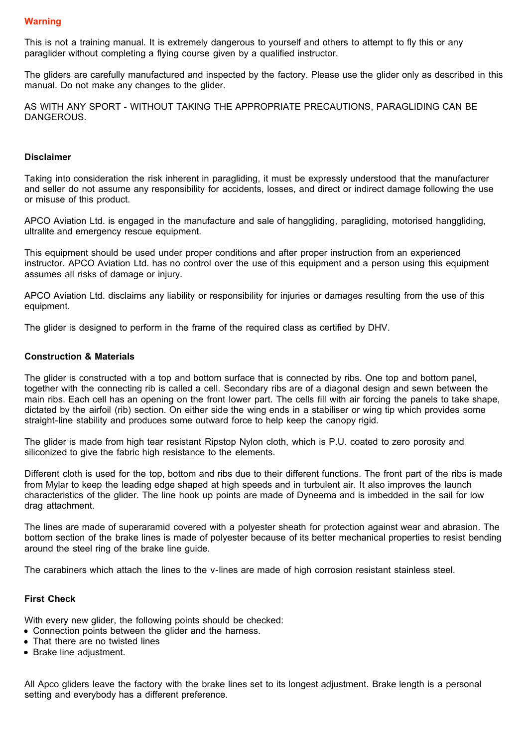## Warning

This is not a training manual. It is extremely dangerous to yourself and others to attempt to fly this or any paraglider without completing a flying course given by a qualified instructor.

The gliders are carefully manufactured and inspected by the factory. Please use the glider only as described in this manual. Do not make any changes to the glider.

AS WITH ANY SPORT - WITHOUT TAKING THE APPROPRIATE PRECAUTIONS, PARAGLIDING CAN BE DANGEROUS.

## Disclaimer

Taking into consideration the risk inherent in paragliding, it must be expressly understood that the manufacturer and seller do not assume any responsibility for accidents, losses, and direct or indirect damage following the use or misuse of this product.

APCO Aviation Ltd. is engaged in the manufacture and sale of hanggliding, paragliding, motorised hanggliding, ultralite and emergency rescue equipment.

This equipment should be used under proper conditions and after proper instruction from an experienced instructor. APCO Aviation Ltd. has no control over the use of this equipment and a person using this equipment assumes all risks of damage or injury.

APCO Aviation Ltd. disclaims any liability or responsibility for injuries or damages resulting from the use of this equipment.

The glider is designed to perform in the frame of the required class as certified by DHV.

## Construction & Materials

The glider is constructed with a top and bottom surface that is connected by ribs. One top and bottom panel, together with the connecting rib is called a cell. Secondary ribs are of a diagonal design and sewn between the main ribs. Each cell has an opening on the front lower part. The cells fill with air forcing the panels to take shape, dictated by the airfoil (rib) section. On either side the wing ends in a stabiliser or wing tip which provides some straight-line stability and produces some outward force to help keep the canopy rigid.

The glider is made from high tear resistant Ripstop Nylon cloth, which is P.U. coated to zero porosity and siliconized to give the fabric high resistance to the elements.

Different cloth is used for the top, bottom and ribs due to their different functions. The front part of the ribs is made from Mylar to keep the leading edge shaped at high speeds and in turbulent air. It also improves the launch characteristics of the glider. The line hook up points are made of Dyneema and is imbedded in the sail for low drag attachment.

The lines are made of superaramid covered with a polyester sheath for protection against wear and abrasion. The bottom section of the brake lines is made of polyester because of its better mechanical properties to resist bending around the steel ring of the brake line guide.

The carabiners which attach the lines to the v-lines are made of high corrosion resistant stainless steel.

## First Check

With every new glider, the following points should be checked:

- Connection points between the glider and the harness.
- That there are no twisted lines
- Brake line adjustment.

All Apco gliders leave the factory with the brake lines set to its longest adjustment. Brake length is a personal setting and everybody has a different preference.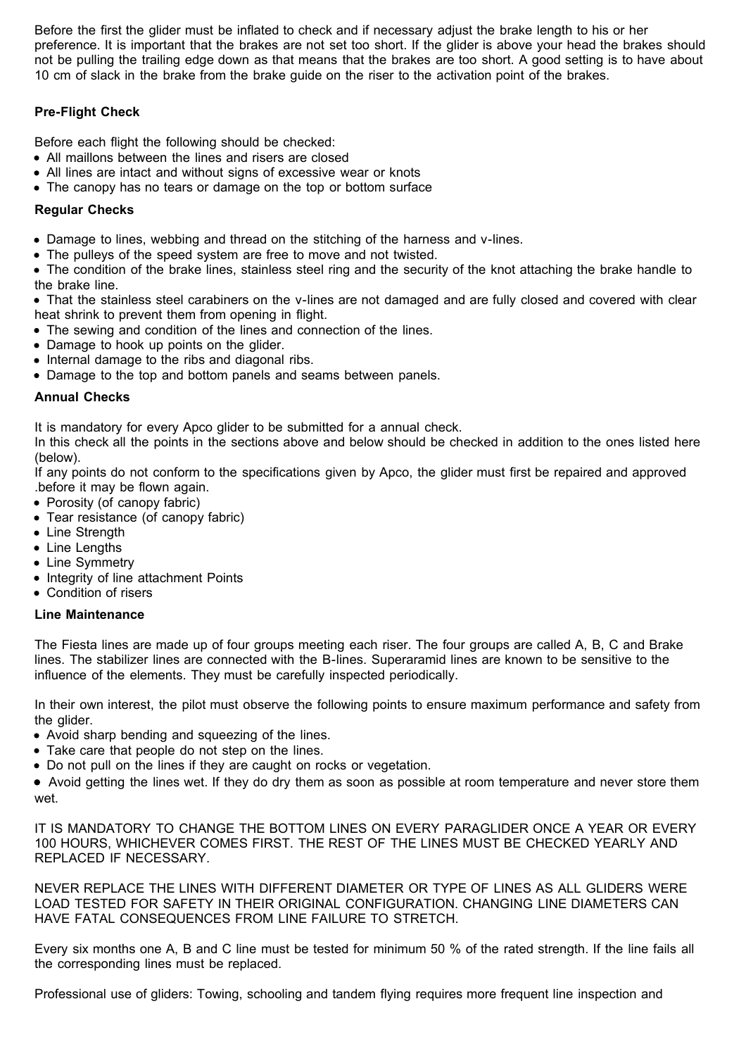Before the first the glider must be inflated to check and if necessary adjust the brake length to his or her preference. It is important that the brakes are not set too short. If the glider is above your head the brakes should not be pulling the trailing edge down as that means that the brakes are too short. A good setting is to have about 10 cm of slack in the brake from the brake guide on the riser to the activation point of the brakes.

**Pre-Flight Check**

Before each flight the following should be checked:

- All maillons between the lines and risers are closed
- All lines are intact and without signs of excessive wear or knots
- The canopy has no tears or damage on the top or bottom surface

**Regular Checks**

- Damage to lines, webbing and thread on the stitching of the harness and v-lines.
- The pulleys of the speed system are free to move and not twisted.
- The condition of the brake lines, stainless steel ring and the security of the knot attaching the brake handle to the brake line.
- That the stainless steel carabiners on the v-lines are not damaged and are fully closed and covered with clear heat shrink to prevent them from opening in flight.
- The sewing and condition of the lines and connection of the lines.
- Damage to hook up points on the glider.
- Internal damage to the ribs and diagonal ribs.
- Damage to the top and bottom panels and seams between panels.

**Annual Checks**

It is mandatory for every Apco glider to be submitted for a annual check.
In this check all the points in the sections above and below should be checked in addition to the ones listed here (below).
If any points do not conform to the specifications given by Apco, the glider must first be repaired and approved .before it may be flown again.

- Porosity (of canopy fabric)
- Tear resistance (of canopy fabric)
- Line Strength
- Line Lengths
- Line Symmetry
- Integrity of line attachment Points
- Condition of risers

**Line Maintenance**

The Fiesta lines are made up of four groups meeting each riser. The four groups are called A, B, C and Brake lines. The stabilizer lines are connected with the B-lines. Superaramid lines are known to be sensitive to the influence of the elements. They must be carefully inspected periodically.

In their own interest, the pilot must observe the following points to ensure maximum performance and safety from the glider.

- Avoid sharp bending and squeezing of the lines.
- Take care that people do not step on the lines.
- Do not pull on the lines if they are caught on rocks or vegetation.
- Avoid getting the lines wet. If they do dry them as soon as possible at room temperature and never store them wet.

IT IS MANDATORY TO CHANGE THE BOTTOM LINES ON EVERY PARAGLIDER ONCE A YEAR OR EVERY 100 HOURS, WHICHEVER COMES FIRST. THE REST OF THE LINES MUST BE CHECKED YEARLY AND REPLACED IF NECESSARY.

NEVER REPLACE THE LINES WITH DIFFERENT DIAMETER OR TYPE OF LINES AS ALL GLIDERS WERE LOAD TESTED FOR SAFETY IN THEIR ORIGINAL CONFIGURATION. CHANGING LINE DIAMETERS CAN HAVE FATAL CONSEQUENCES FROM LINE FAILURE TO STRETCH.

Every six months one A, B and C line must be tested for minimum 50 % of the rated strength. If the line fails all the corresponding lines must be replaced.

Professional use of gliders: Towing, schooling and tandem flying requires more frequent line inspection and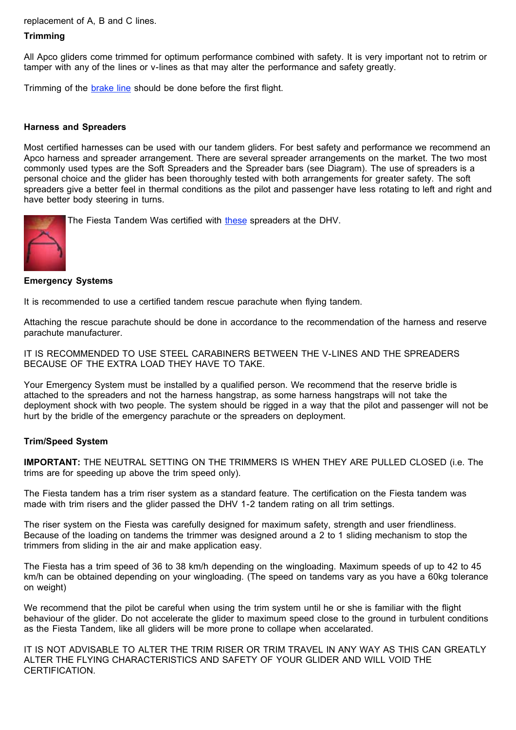replacement of A, B and C lines.

**Trimming**

All Apco gliders come trimmed for optimum performance combined with safety. It is very important not to retrim or tamper with any of the lines or v-lines as that may alter the performance and safety greatly.

Trimming of the brake line should be done before the first flight.

**Harness and Spreaders**

Most certified harnesses can be used with our tandem gliders. For best safety and performance we recommend an Apco harness and spreader arrangement. There are several spreader arrangements on the market. The two most commonly used types are the Soft Spreaders and the Spreader bars (see Diagram). The use of spreaders is a personal choice and the glider has been thoroughly tested with both arrangements for greater safety. The soft spreaders give a better feel in thermal conditions as the pilot and passenger have less rotating to left and right and have better body steering in turns.

The Fiesta Tandem Was certified with these spreaders at the DHV.

**Emergency Systems**

It is recommended to use a certified tandem rescue parachute when flying tandem.

Attaching the rescue parachute should be done in accordance to the recommendation of the harness and reserve parachute manufacturer.

IT IS RECOMMENDED TO USE STEEL CARABINERS BETWEEN THE V-LINES AND THE SPREADERS BECAUSE OF THE EXTRA LOAD THEY HAVE TO TAKE.

Your Emergency System must be installed by a qualified person. We recommend that the reserve bridle is attached to the spreaders and not the harness hangstrap, as some harness hangstraps will not take the deployment shock with two people. The system should be rigged in a way that the pilot and passenger will not be hurt by the bridle of the emergency parachute or the spreaders on deployment.

**Trim/Speed System**

**IMPORTANT:** THE NEUTRAL SETTING ON THE TRIMMERS IS WHEN THEY ARE PULLED CLOSED (i.e. The trims are for speeding up above the trim speed only).

The Fiesta tandem has a trim riser system as a standard feature. The certification on the Fiesta tandem was made with trim risers and the glider passed the DHV 1-2 tandem rating on all trim settings.

The riser system on the Fiesta was carefully designed for maximum safety, strength and user friendliness. Because of the loading on tandems the trimmer was designed around a 2 to 1 sliding mechanism to stop the trimmers from sliding in the air and make application easy.

The Fiesta has a trim speed of 36 to 38 km/h depending on the wingloading. Maximum speeds of up to 42 to 45 km/h can be obtained depending on your wingloading. (The speed on tandems vary as you have a 60kg tolerance on weight)

We recommend that the pilot be careful when using the trim system until he or she is familiar with the flight behaviour of the glider. Do not accelerate the glider to maximum speed close to the ground in turbulent conditions as the Fiesta Tandem, like all gliders will be more prone to collape when accelarated.

IT IS NOT ADVISABLE TO ALTER THE TRIM RISER OR TRIM TRAVEL IN ANY WAY AS THIS CAN GREATLY ALTER THE FLYING CHARACTERISTICS AND SAFETY OF YOUR GLIDER AND WILL VOID THE CERTIFICATION.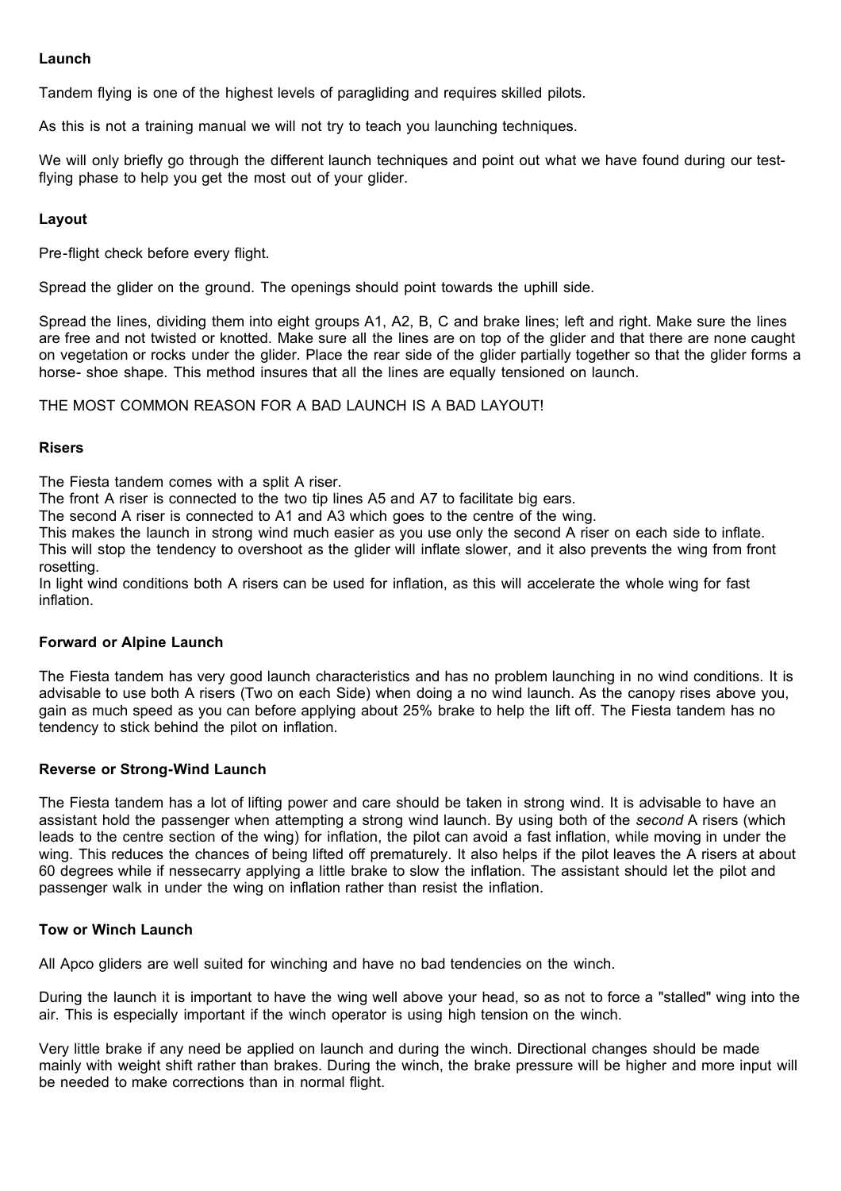## Launch

Tandem flying is one of the highest levels of paragliding and requires skilled pilots.

As this is not a training manual we will not try to teach you launching techniques.

We will only briefly go through the different launch techniques and point out what we have found during our test-flying phase to help you get the most out of your glider.

## Layout

Pre-flight check before every flight.

Spread the glider on the ground. The openings should point towards the uphill side.

Spread the lines, dividing them into eight groups A1, A2, B, C and brake lines; left and right. Make sure the lines are free and not twisted or knotted. Make sure all the lines are on top of the glider and that there are none caught on vegetation or rocks under the glider. Place the rear side of the glider partially together so that the glider forms a horse- shoe shape. This method insures that all the lines are equally tensioned on launch.

THE MOST COMMON REASON FOR A BAD LAUNCH IS A BAD LAYOUT!

## Risers

The Fiesta tandem comes with a split A riser.
The front A riser is connected to the two tip lines A5 and A7 to facilitate big ears.
The second A riser is connected to A1 and A3 which goes to the centre of the wing.
This makes the launch in strong wind much easier as you use only the second A riser on each side to inflate.
This will stop the tendency to overshoot as the glider will inflate slower, and it also prevents the wing from front rosetting.
In light wind conditions both A risers can be used for inflation, as this will accelerate the whole wing for fast inflation.

## Forward or Alpine Launch

The Fiesta tandem has very good launch characteristics and has no problem launching in no wind conditions. It is advisable to use both A risers (Two on each Side) when doing a no wind launch. As the canopy rises above you, gain as much speed as you can before applying about 25% brake to help the lift off. The Fiesta tandem has no tendency to stick behind the pilot on inflation.

## Reverse or Strong-Wind Launch

The Fiesta tandem has a lot of lifting power and care should be taken in strong wind. It is advisable to have an assistant hold the passenger when attempting a strong wind launch. By using both of the *second* A risers (which leads to the centre section of the wing) for inflation, the pilot can avoid a fast inflation, while moving in under the wing. This reduces the chances of being lifted off prematurely. It also helps if the pilot leaves the A risers at about 60 degrees while if nessecarry applying a little brake to slow the inflation. The assistant should let the pilot and passenger walk in under the wing on inflation rather than resist the inflation.

## Tow or Winch Launch

All Apco gliders are well suited for winching and have no bad tendencies on the winch.

During the launch it is important to have the wing well above your head, so as not to force a "stalled" wing into the air. This is especially important if the winch operator is using high tension on the winch.

Very little brake if any need be applied on launch and during the winch. Directional changes should be made mainly with weight shift rather than brakes. During the winch, the brake pressure will be higher and more input will be needed to make corrections than in normal flight.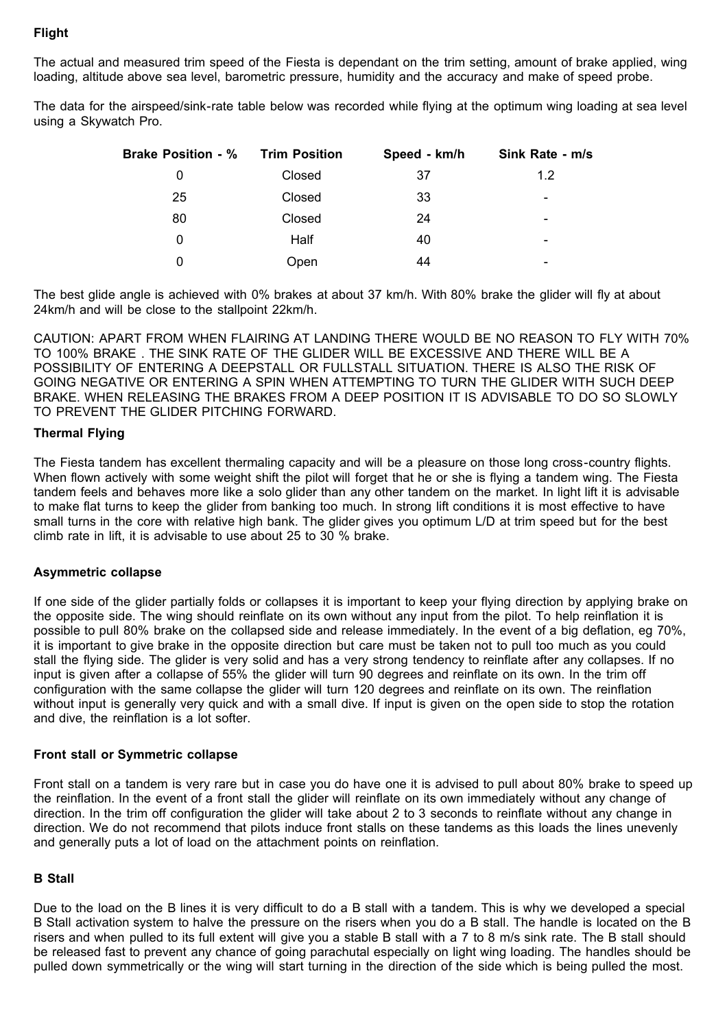### Flight

The actual and measured trim speed of the Fiesta is dependant on the trim setting, amount of brake applied, wing loading, altitude above sea level, barometric pressure, humidity and the accuracy and make of speed probe.

The data for the airspeed/sink-rate table below was recorded while flying at the optimum wing loading at sea level using a Skywatch Pro.

| Brake Position - % | Trim Position | Speed - km/h | Sink Rate - m/s |
|---|---|---|---|
| 0 | Closed | 37 | 1.2 |
| 25 | Closed | 33 | - |
| 80 | Closed | 24 | - |
| 0 | Half | 40 | - |
| 0 | Open | 44 | - |

The best glide angle is achieved with 0% brakes at about 37 km/h. With 80% brake the glider will fly at about 24km/h and will be close to the stallpoint 22km/h.

CAUTION: APART FROM WHEN FLAIRING AT LANDING THERE WOULD BE NO REASON TO FLY WITH 70% TO 100% BRAKE . THE SINK RATE OF THE GLIDER WILL BE EXCESSIVE AND THERE WILL BE A POSSIBILITY OF ENTERING A DEEPSTALL OR FULLSTALL SITUATION. THERE IS ALSO THE RISK OF GOING NEGATIVE OR ENTERING A SPIN WHEN ATTEMPTING TO TURN THE GLIDER WITH SUCH DEEP BRAKE. WHEN RELEASING THE BRAKES FROM A DEEP POSITION IT IS ADVISABLE TO DO SO SLOWLY TO PREVENT THE GLIDER PITCHING FORWARD.

### Thermal Flying

The Fiesta tandem has excellent thermaling capacity and will be a pleasure on those long cross-country flights. When flown actively with some weight shift the pilot will forget that he or she is flying a tandem wing. The Fiesta tandem feels and behaves more like a solo glider than any other tandem on the market. In light lift it is advisable to make flat turns to keep the glider from banking too much. In strong lift conditions it is most effective to have small turns in the core with relative high bank. The glider gives you optimum L/D at trim speed but for the best climb rate in lift, it is advisable to use about 25 to 30 % brake.

### Asymmetric collapse

If one side of the glider partially folds or collapses it is important to keep your flying direction by applying brake on the opposite side. The wing should reinflate on its own without any input from the pilot. To help reinflation it is possible to pull 80% brake on the collapsed side and release immediately. In the event of a big deflation, eg 70%, it is important to give brake in the opposite direction but care must be taken not to pull too much as you could stall the flying side. The glider is very solid and has a very strong tendency to reinflate after any collapses. If no input is given after a collapse of 55% the glider will turn 90 degrees and reinflate on its own. In the trim off configuration with the same collapse the glider will turn 120 degrees and reinflate on its own. The reinflation without input is generally very quick and with a small dive. If input is given on the open side to stop the rotation and dive, the reinflation is a lot softer.

### Front stall or Symmetric collapse

Front stall on a tandem is very rare but in case you do have one it is advised to pull about 80% brake to speed up the reinflation. In the event of a front stall the glider will reinflate on its own immediately without any change of direction. In the trim off configuration the glider will take about 2 to 3 seconds to reinflate without any change in direction. We do not recommend that pilots induce front stalls on these tandems as this loads the lines unevenly and generally puts a lot of load on the attachment points on reinflation.

### B Stall

Due to the load on the B lines it is very difficult to do a B stall with a tandem. This is why we developed a special B Stall activation system to halve the pressure on the risers when you do a B stall. The handle is located on the B risers and when pulled to its full extent will give you a stable B stall with a 7 to 8 m/s sink rate. The B stall should be released fast to prevent any chance of going parachutal especially on light wing loading. The handles should be pulled down symmetrically or the wing will start turning in the direction of the side which is being pulled the most.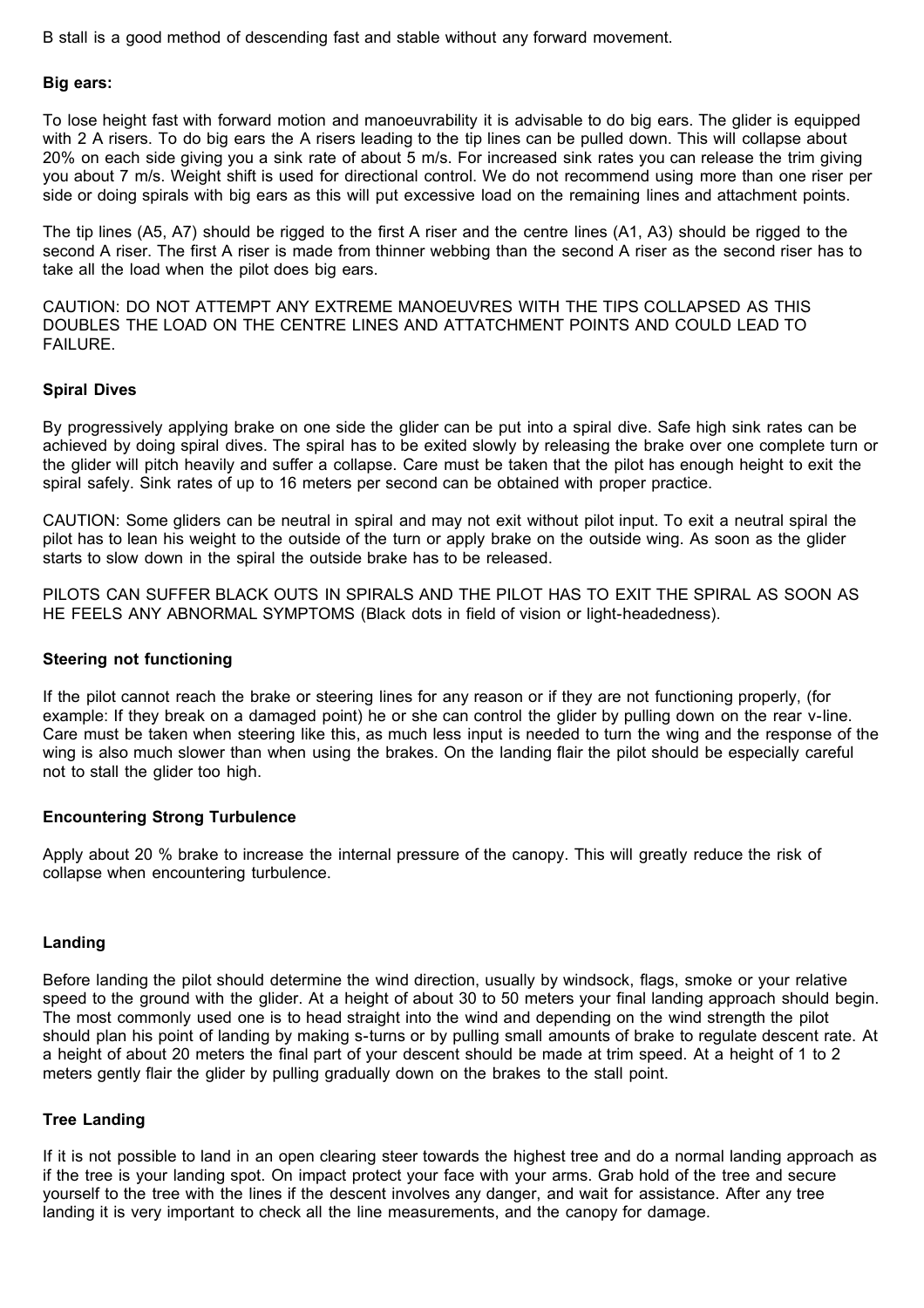B stall is a good method of descending fast and stable without any forward movement.

### Big ears:

To lose height fast with forward motion and manoeuvrability it is advisable to do big ears. The glider is equipped with 2 A risers. To do big ears the A risers leading to the tip lines can be pulled down. This will collapse about 20% on each side giving you a sink rate of about 5 m/s. For increased sink rates you can release the trim giving you about 7 m/s. Weight shift is used for directional control. We do not recommend using more than one riser per side or doing spirals with big ears as this will put excessive load on the remaining lines and attachment points.

The tip lines (A5, A7) should be rigged to the first A riser and the centre lines (A1, A3) should be rigged to the second A riser. The first A riser is made from thinner webbing than the second A riser as the second riser has to take all the load when the pilot does big ears.

CAUTION: DO NOT ATTEMPT ANY EXTREME MANOEUVRES WITH THE TIPS COLLAPSED AS THIS DOUBLES THE LOAD ON THE CENTRE LINES AND ATTATCHMENT POINTS AND COULD LEAD TO FAILURE.

### Spiral Dives

By progressively applying brake on one side the glider can be put into a spiral dive. Safe high sink rates can be achieved by doing spiral dives. The spiral has to be exited slowly by releasing the brake over one complete turn or the glider will pitch heavily and suffer a collapse. Care must be taken that the pilot has enough height to exit the spiral safely. Sink rates of up to 16 meters per second can be obtained with proper practice.

CAUTION: Some gliders can be neutral in spiral and may not exit without pilot input. To exit a neutral spiral the pilot has to lean his weight to the outside of the turn or apply brake on the outside wing. As soon as the glider starts to slow down in the spiral the outside brake has to be released.

PILOTS CAN SUFFER BLACK OUTS IN SPIRALS AND THE PILOT HAS TO EXIT THE SPIRAL AS SOON AS HE FEELS ANY ABNORMAL SYMPTOMS (Black dots in field of vision or light-headedness).

### Steering not functioning

If the pilot cannot reach the brake or steering lines for any reason or if they are not functioning properly, (for example: If they break on a damaged point) he or she can control the glider by pulling down on the rear v-line. Care must be taken when steering like this, as much less input is needed to turn the wing and the response of the wing is also much slower than when using the brakes. On the landing flair the pilot should be especially careful not to stall the glider too high.

### Encountering Strong Turbulence

Apply about 20 % brake to increase the internal pressure of the canopy. This will greatly reduce the risk of collapse when encountering turbulence.

### Landing

Before landing the pilot should determine the wind direction, usually by windsock, flags, smoke or your relative speed to the ground with the glider. At a height of about 30 to 50 meters your final landing approach should begin. The most commonly used one is to head straight into the wind and depending on the wind strength the pilot should plan his point of landing by making s-turns or by pulling small amounts of brake to regulate descent rate. At a height of about 20 meters the final part of your descent should be made at trim speed. At a height of 1 to 2 meters gently flair the glider by pulling gradually down on the brakes to the stall point.

### Tree Landing

If it is not possible to land in an open clearing steer towards the highest tree and do a normal landing approach as if the tree is your landing spot. On impact protect your face with your arms. Grab hold of the tree and secure yourself to the tree with the lines if the descent involves any danger, and wait for assistance. After any tree landing it is very important to check all the line measurements, and the canopy for damage.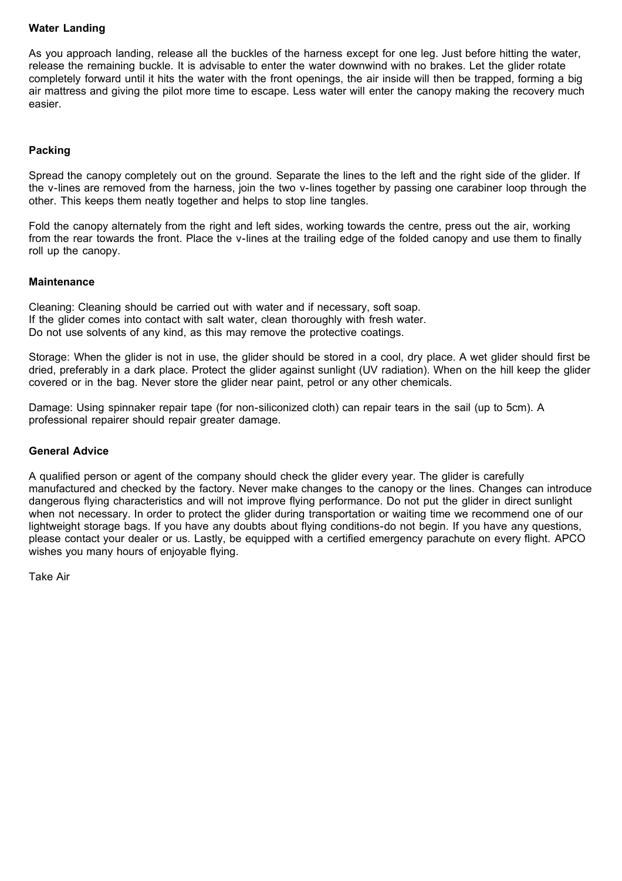## Water Landing

As you approach landing, release all the buckles of the harness except for one leg. Just before hitting the water, release the remaining buckle. It is advisable to enter the water downwind with no brakes. Let the glider rotate completely forward until it hits the water with the front openings, the air inside will then be trapped, forming a big air mattress and giving the pilot more time to escape. Less water will enter the canopy making the recovery much easier.

## Packing

Spread the canopy completely out on the ground. Separate the lines to the left and the right side of the glider. If the v-lines are removed from the harness, join the two v-lines together by passing one carabiner loop through the other. This keeps them neatly together and helps to stop line tangles.

Fold the canopy alternately from the right and left sides, working towards the centre, press out the air, working from the rear towards the front. Place the v-lines at the trailing edge of the folded canopy and use them to finally roll up the canopy.

## Maintenance

Cleaning: Cleaning should be carried out with water and if necessary, soft soap.
If the glider comes into contact with salt water, clean thoroughly with fresh water.
Do not use solvents of any kind, as this may remove the protective coatings.

Storage: When the glider is not in use, the glider should be stored in a cool, dry place. A wet glider should first be dried, preferably in a dark place. Protect the glider against sunlight (UV radiation). When on the hill keep the glider covered or in the bag. Never store the glider near paint, petrol or any other chemicals.

Damage: Using spinnaker repair tape (for non-siliconized cloth) can repair tears in the sail (up to 5cm). A professional repairer should repair greater damage.

## General Advice

A qualified person or agent of the company should check the glider every year. The glider is carefully manufactured and checked by the factory. Never make changes to the canopy or the lines. Changes can introduce dangerous flying characteristics and will not improve flying performance. Do not put the glider in direct sunlight when not necessary. In order to protect the glider during transportation or waiting time we recommend one of our lightweight storage bags. If you have any doubts about flying conditions-do not begin. If you have any questions, please contact your dealer or us. Lastly, be equipped with a certified emergency parachute on every flight. APCO wishes you many hours of enjoyable flying.

Take Air